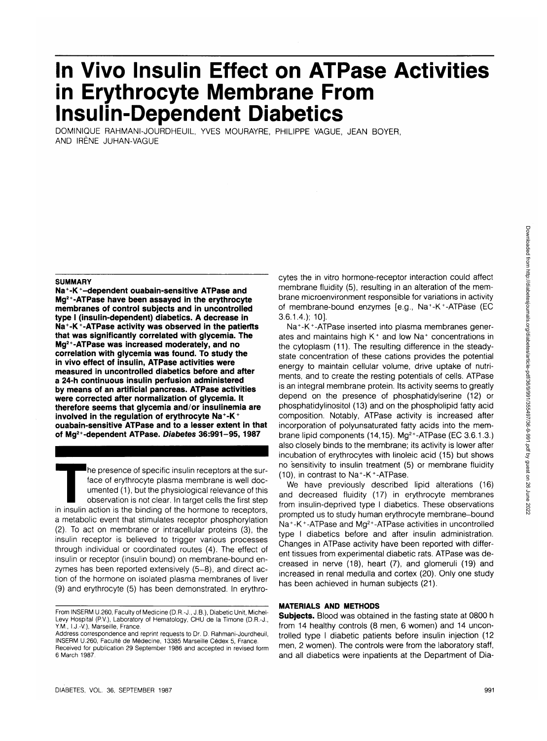# In Vivo Insulin Effect on ATPase Activities in Erythrocyte Membrane From Insulin-Dependent Diabetics

DOMINIQUE RAHMANI-JOURDHEUIL, YVES MOURAYRE, PHILIPPE VAGUE, JEAN BOYER, AND IRÈNE JUHAN-VAGUE

## SUMMARY

**$Na^+$-$K^+$–dependent ouabain-sensitive ATPase and $Mg^{2+}$-ATPase have been assayed in the erythrocyte membranes of control subjects and in uncontrolled type I (insulin-dependent) diabetics. A decrease in $Na^+$-$K^+$-ATPase activity was observed in the patients that was significantly correlated with glycemia. The $Mg^{2+}$-ATPase was increased moderately, and no correlation with glycemia was found. To study the in vivo effect of insulin, ATPase activities were measured in uncontrolled diabetics before and after a 24-h continuous insulin perfusion administered by means of an artificial pancreas. ATPase activities were corrected after normalization of glycemia. It therefore seems that glycemia and/or insulinemia are involved in the regulation of erythrocyte $Na^+$-$K^+$ ouabain-sensitive ATPase and to a lesser extent in that of $Mg^{2+}$-dependent ATPase.** ***Diabetes*** **36:991–95, 1987**

The presence of specific insulin receptors at the surface of erythrocyte plasma membrane is well documented (1), but the physiological relevance of this observation is not clear. In target cells the first step in insulin action is the binding of the hormone to receptors, a metabolic event that stimulates receptor phosphorylation (2). To act on membrane or intracellular proteins (3), the insulin receptor is believed to trigger various processes through individual or coordinated routes (4). The effect of insulin or receptor (insulin bound) on membrane-bound enzymes has been reported extensively (5–8), and direct action of the hormone on isolated plasma membranes of liver (9) and erythrocyte (5) has been demonstrated. In erythrocytes the in vitro hormone-receptor interaction could affect membrane fluidity (5), resulting in an alteration of the membrane microenvironment responsible for variations in activity of membrane-bound enzymes [e.g., $Na^+$-$K^+$-ATPase (EC 3.6.1.4.); 10].

$Na^+$-$K^+$-ATPase inserted into plasma membranes generates and maintains high $K^+$ and low $Na^+$ concentrations in the cytoplasm (11). The resulting difference in the steady-state concentration of these cations provides the potential energy to maintain cellular volume, drive uptake of nutrients, and to create the resting potentials of cells. ATPase is an integral membrane protein. Its activity seems to greatly depend on the presence of phosphatidylserine (12) or phosphatidylinositol (13) and on the phospholipid fatty acid composition. Notably, ATPase activity is increased after incorporation of polyunsaturated fatty acids into the membrane lipid components (14,15). $Mg^{2+}$-ATPase (EC 3.6.1.3.) also closely binds to the membrane; its activity is lower after incubation of erythrocytes with linoleic acid (15) but shows no sensitivity to insulin treatment (5) or membrane fluidity (10), in contrast to $Na^+$-$K^+$-ATPase.

We have previously described lipid alterations (16) and decreased fluidity (17) in erythrocyte membranes from insulin-deprived type I diabetics. These observations prompted us to study human erythrocyte membrane–bound $Na^+$-$K^+$-ATPase and $Mg^{2+}$-ATPase activities in uncontrolled type I diabetics before and after insulin administration. Changes in ATPase activity have been reported with different tissues from experimental diabetic rats. ATPase was decreased in nerve (18), heart (7), and glomeruli (19) and increased in renal medulla and cortex (20). Only one study has been achieved in human subjects (21).

## MATERIALS AND METHODS

**Subjects.** Blood was obtained in the fasting state at 0800 h from 14 healthy controls (8 men, 6 women) and 14 uncontrolled type I diabetic patients before insulin injection (12 men, 2 women). The controls were from the laboratory staff, and all diabetics were inpatients at the Department of Dia-

From INSERM U.260, Faculty of Medicine (D.R.-J., J.B.), Diabetic Unit, Michel-Levy Hospital (P.V.), Laboratory of Hematology, CHU de la Timone (D.R.-J., Y.M., I.J.-V.), Marseille, France.
Address correspondence and reprint requests to Dr. D. Rahmani-Jourdheuil, INSERM U.260, Faculté de Médecine, 13385 Marseille Cédex 5, France.
Received for publication 29 September 1986 and accepted in revised form 6 March 1987.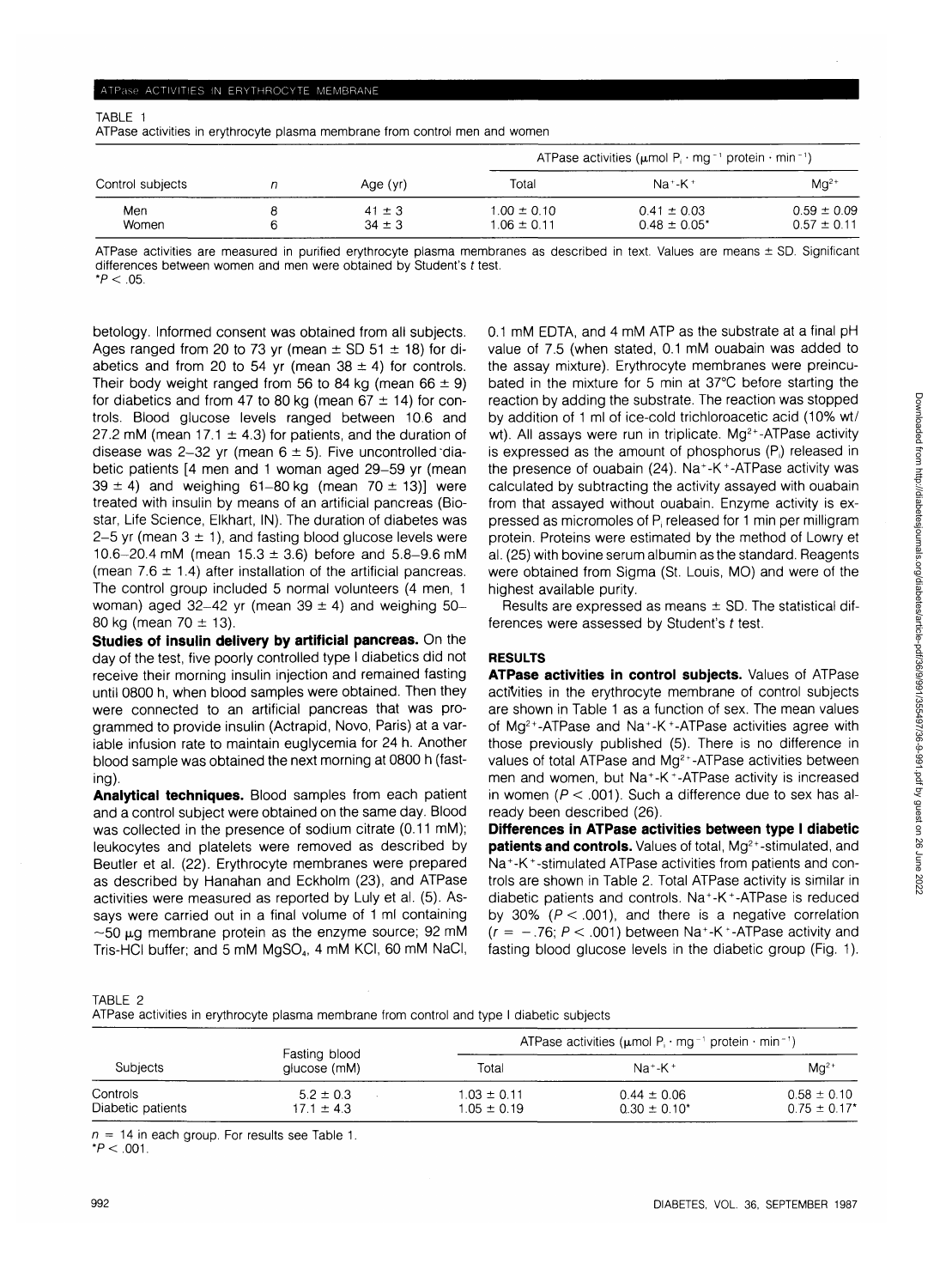TABLE 1
ATPase activities in erythrocyte plasma membrane from control men and women

| Control subjects | n | Age (yr) | ATPase activities ($\mu$mol $P_i \cdot mg^{-1}$ protein $\cdot min^{-1}$) | | |
|---|---|---|---|---|---|
| | | | Total | $Na^+$-$K^+$ | $Mg^{2+}$ |
| Men | 8 | 41 ± 3 | 1.00 ± 0.10 | 0.41 ± 0.03 | 0.59 ± 0.09 |
| Women | 6 | 34 ± 3 | 1.06 ± 0.11 | 0.48 ± 0.05* | 0.57 ± 0.11 |

ATPase activities are measured in purified erythrocyte plasma membranes as described in text. Values are means ± SD. Significant differences between women and men were obtained by Student's *t* test.
*$P < .05$.

betology. Informed consent was obtained from all subjects. Ages ranged from 20 to 73 yr (mean ± SD 51 ± 18) for diabetics and from 20 to 54 yr (mean 38 ± 4) for controls. Their body weight ranged from 56 to 84 kg (mean 66 ± 9) for diabetics and from 47 to 80 kg (mean 67 ± 14) for controls. Blood glucose levels ranged between 10.6 and 27.2 mM (mean 17.1 ± 4.3) for patients, and the duration of disease was 2–32 yr (mean 6 ± 5). Five uncontrolled diabetic patients [4 men and 1 woman aged 29–59 yr (mean 39 ± 4) and weighing 61–80 kg (mean 70 ± 13)] were treated with insulin by means of an artificial pancreas (Biostar, Life Science, Elkhart, IN). The duration of diabetes was 2–5 yr (mean 3 ± 1), and fasting blood glucose levels were 10.6–20.4 mM (mean 15.3 ± 3.6) before and 5.8–9.6 mM (mean 7.6 ± 1.4) after installation of the artificial pancreas. The control group included 5 normal volunteers (4 men, 1 woman) aged 32–42 yr (mean 39 ± 4) and weighing 50–80 kg (mean 70 ± 13).

**Studies of insulin delivery by artificial pancreas.** On the day of the test, five poorly controlled type I diabetics did not receive their morning insulin injection and remained fasting until 0800 h, when blood samples were obtained. Then they were connected to an artificial pancreas that was programmed to provide insulin (Actrapid, Novo, Paris) at a variable infusion rate to maintain euglycemia for 24 h. Another blood sample was obtained the next morning at 0800 h (fasting).

**Analytical techniques.** Blood samples from each patient and a control subject were obtained on the same day. Blood was collected in the presence of sodium citrate (0.11 mM); leukocytes and platelets were removed as described by Beutler et al. (22). Erythrocyte membranes were prepared as described by Hanahan and Eckholm (23), and ATPase activities were measured as reported by Luly et al. (5). Assays were carried out in a final volume of 1 ml containing ~50 $\mu$g membrane protein as the enzyme source; 92 mM Tris-HCl buffer; and 5 mM $MgSO_4$, 4 mM KCl, 60 mM NaCl, 0.1 mM EDTA, and 4 mM ATP as the substrate at a final pH value of 7.5 (when stated, 0.1 mM ouabain was added to the assay mixture). Erythrocyte membranes were preincubated in the mixture for 5 min at 37°C before starting the reaction by adding the substrate. The reaction was stopped by addition of 1 ml of ice-cold trichloroacetic acid (10% wt/wt). All assays were run in triplicate. $Mg^{2+}$-ATPase activity is expressed as the amount of phosphorus ($P_i$) released in the presence of ouabain (24). $Na^+$-$K^+$-ATPase activity was calculated by subtracting the activity assayed with ouabain from that assayed without ouabain. Enzyme activity is expressed as micromoles of $P_i$ released for 1 min per milligram protein. Proteins were estimated by the method of Lowry et al. (25) with bovine serum albumin as the standard. Reagents were obtained from Sigma (St. Louis, MO) and were of the highest available purity.

Results are expressed as means ± SD. The statistical differences were assessed by Student's *t* test.

## RESULTS

**ATPase activities in control subjects.** Values of ATPase activities in the erythrocyte membrane of control subjects are shown in Table 1 as a function of sex. The mean values of $Mg^{2+}$-ATPase and $Na^+$-$K^+$-ATPase activities agree with those previously published (5). There is no difference in values of total ATPase and $Mg^{2+}$-ATPase activities between men and women, but $Na^+$-$K^+$-ATPase activity is increased in women ($P < .001$). Such a difference due to sex has already been described (26).

**Differences in ATPase activities between type I diabetic patients and controls.** Values of total, $Mg^{2+}$-stimulated, and $Na^+$-$K^+$-stimulated ATPase activities from patients and controls are shown in Table 2. Total ATPase activity is similar in diabetic patients and controls. $Na^+$-$K^+$-ATPase is reduced by 30% ($P < .001$), and there is a negative correlation ($r = -.76$; $P < .001$) between $Na^+$-$K^+$-ATPase activity and fasting blood glucose levels in the diabetic group (Fig. 1).

TABLE 2
ATPase activities in erythrocyte plasma membrane from control and type I diabetic subjects

| Subjects | Fasting blood glucose (mM) | ATPase activities ($\mu$mol $P_i \cdot mg^{-1}$ protein $\cdot min^{-1}$) | | |
|---|---|---|---|---|
| | | Total | $Na^+$-$K^+$ | $Mg^{2+}$ |
| Controls | 5.2 ± 0.3 | 1.03 ± 0.11 | 0.44 ± 0.06 | 0.58 ± 0.10 |
| Diabetic patients | 17.1 ± 4.3 | 1.05 ± 0.19 | 0.30 ± 0.10* | 0.75 ± 0.17* |

*n* = 14 in each group. For results see Table 1.
*$P < .001$.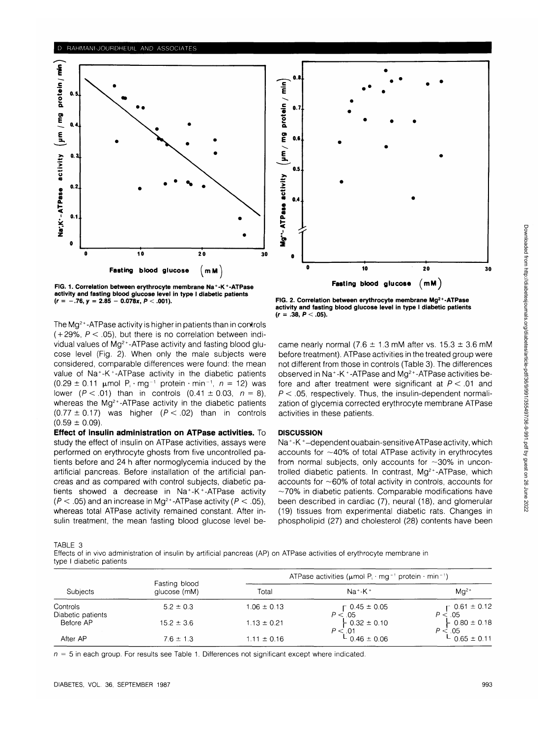FIG. 1. Correlation between erythrocyte membrane $Na^+$-$K^+$-ATPase activity and fasting blood glucose level in type I diabetic patients ($r = -.76$, $y = 2.85 - 0.078x$, $P < .001$).

FIG. 2. Correlation between erythrocyte membrane $Mg^{2+}$-ATPase activity and fasting blood glucose level in type I diabetic patients ($r = .38$, $P < .05$).

The $Mg^{2+}$-ATPase activity is higher in patients than in controls (+29%, $P < .05$), but there is no correlation between individual values of $Mg^{2+}$-ATPase activity and fasting blood glucose level (Fig. 2). When only the male subjects were considered, comparable differences were found: the mean value of $Na^+$-$K^+$-ATPase activity in the diabetic patients (0.29 ± 0.11 μmol $P_i \cdot mg^{-1}$ protein $\cdot min^{-1}$, $n = 12$) was lower ($P < .01$) than in controls (0.41 ± 0.03, $n = 8$), whereas the $Mg^{2+}$-ATPase activity in the diabetic patients (0.77 ± 0.17) was higher ($P < .02$) than in controls (0.59 ± 0.09).

**Effect of insulin administration on ATPase activities.** To study the effect of insulin on ATPase activities, assays were performed on erythrocyte ghosts from five uncontrolled patients before and 24 h after normoglycemia induced by the artificial pancreas. Before installation of the artificial pancreas and as compared with control subjects, diabetic patients showed a decrease in $Na^+$-$K^+$-ATPase activity ($P < .05$) and an increase in $Mg^{2+}$-ATPase activity ($P < .05$), whereas total ATPase activity remained constant. After insulin treatment, the mean fasting blood glucose level became nearly normal (7.6 ± 1.3 mM after vs. 15.3 ± 3.6 mM before treatment). ATPase activities in the treated group were not different from those in controls (Table 3). The differences observed in $Na^+$-$K^+$-ATPase and $Mg^{2+}$-ATPase activities before and after treatment were significant at $P < .01$ and $P < .05$, respectively. Thus, the insulin-dependent normalization of glycemia corrected erythrocyte membrane ATPase activities in these patients.

## DISCUSSION

$Na^+$-$K^+$–dependent ouabain-sensitive ATPase activity, which accounts for ~40% of total ATPase activity in erythrocytes from normal subjects, only accounts for ~30% in uncontrolled diabetic patients. In contrast, $Mg^{2+}$-ATPase, which accounts for ~60% of total activity in controls, accounts for ~70% in diabetic patients. Comparable modifications have been described in cardiac (7), neural (18), and glomerular (19) tissues from experimental diabetic rats. Changes in phospholipid (27) and cholesterol (28) contents have been

TABLE 3

Effects of in vivo administration of insulin by artificial pancreas (AP) on ATPase activities of erythrocyte membrane in type I diabetic patients

| Subjects | Fasting blood glucose (mM) | ATPase activities (μmol $P_i \cdot mg^{-1}$ protein $\cdot min^{-1}$) | | |
|---|---|---|---|---|
| | | Total | $Na^+$-$K^+$ | $Mg^{2+}$ |
| Controls | 5.2 ± 0.3 | 1.06 ± 0.13 | 0.45 ± 0.05 | 0.61 ± 0.12 |
| | | | $P < .05$ | $P < .05$ |
| Diabetic patients | | | | |
| Before AP | 15.2 ± 3.6 | 1.13 ± 0.21 | 0.32 ± 0.10 | 0.80 ± 0.18 |
| | | | $P < .01$ | $P < .05$ |
| After AP | 7.6 ± 1.3 | 1.11 ± 0.16 | 0.46 ± 0.06 | 0.65 ± 0.11 |

$n = 5$ in each group. For results see Table 1. Differences not significant except where indicated.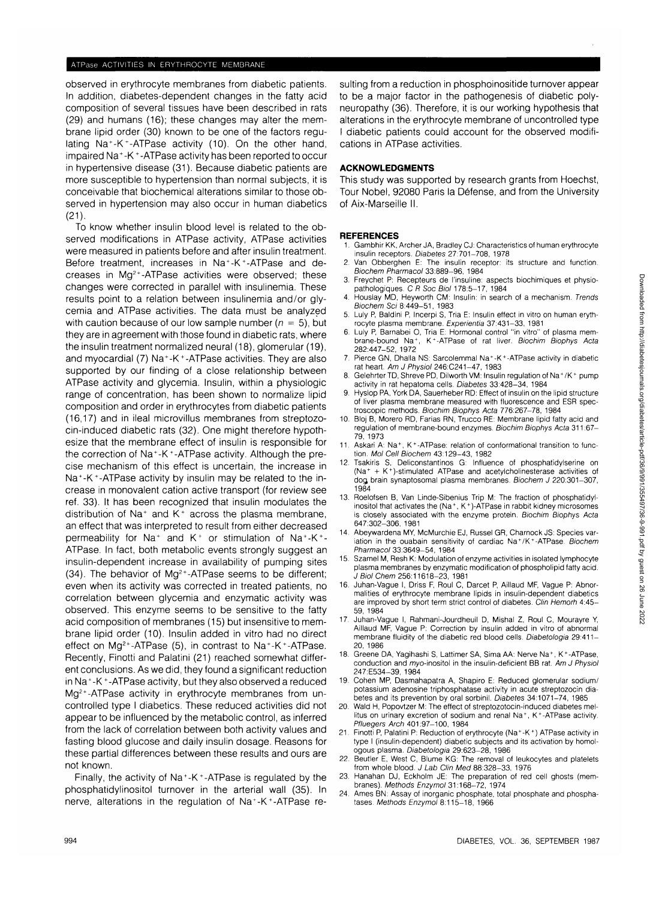observed in erythrocyte membranes from diabetic patients. In addition, diabetes-dependent changes in the fatty acid composition of several tissues have been described in rats (29) and humans (16); these changes may alter the membrane lipid order (30) known to be one of the factors regulating $Na^+$-$K^+$-ATPase activity (10). On the other hand, impaired $Na^+$-$K^+$-ATPase activity has been reported to occur in hypertensive disease (31). Because diabetic patients are more susceptible to hypertension than normal subjects, it is conceivable that biochemical alterations similar to those observed in hypertension may also occur in human diabetics (21).

To know whether insulin blood level is related to the observed modifications in ATPase activity, ATPase activities were measured in patients before and after insulin treatment. Before treatment, increases in $Na^+$-$K^+$-ATPase and decreases in $Mg^{2+}$-ATPase activities were observed; these changes were corrected in parallel with insulinemia. These results point to a relation between insulinemia and/or glycemia and ATPase activities. The data must be analyzed with caution because of our low sample number ($n = 5$), but they are in agreement with those found in diabetic rats, where the insulin treatment normalized neural (18), glomerular (19), and myocardial (7) $Na^+$-$K^+$-ATPase activities. They are also supported by our finding of a close relationship between ATPase activity and glycemia. Insulin, within a physiologic range of concentration, has been shown to normalize lipid composition and order in erythrocytes from diabetic patients (16,17) and in ileal microvillus membranes from streptozocin-induced diabetic rats (32). One might therefore hypothesize that the membrane effect of insulin is responsible for the correction of $Na^+$-$K^+$-ATPase activity. Although the precise mechanism of this effect is uncertain, the increase in $Na^+$-$K^+$-ATPase activity by insulin may be related to the increase in monovalent cation active transport (for review see ref. 33). It has been recognized that insulin modulates the distribution of $Na^+$ and $K^+$ across the plasma membrane, an effect that was interpreted to result from either decreased permeability for $Na^+$ and $K^+$ or stimulation of $Na^+$-$K^+$-ATPase. In fact, both metabolic events strongly suggest an insulin-dependent increase in availability of pumping sites (34). The behavior of $Mg^{2+}$-ATPase seems to be different; even when its activity was corrected in treated patients, no correlation between glycemia and enzymatic activity was observed. This enzyme seems to be sensitive to the fatty acid composition of membranes (15) but insensitive to membrane lipid order (10). Insulin added in vitro had no direct effect on $Mg^{2+}$-ATPase (5), in contrast to $Na^+$-$K^+$-ATPase. Recently, Finotti and Palatini (21) reached somewhat different conclusions. As we did, they found a significant reduction in $Na^+$-$K^+$-ATPase activity, but they also observed a reduced $Mg^{2+}$-ATPase activity in erythrocyte membranes from uncontrolled type I diabetics. These reduced activities did not appear to be influenced by the metabolic control, as inferred from the lack of correlation between both activity values and fasting blood glucose and daily insulin dosage. Reasons for these partial differences between these results and ours are not known.

Finally, the activity of $Na^+$-$K^+$-ATPase is regulated by the phosphatidylinositol turnover in the arterial wall (35). In nerve, alterations in the regulation of $Na^+$-$K^+$-ATPase resulting from a reduction in phosphoinositide turnover appear to be a major factor in the pathogenesis of diabetic polyneuropathy (36). Therefore, it is our working hypothesis that alterations in the erythrocyte membrane of uncontrolled type I diabetic patients could account for the observed modifications in ATPase activities.

## ACKNOWLEDGMENTS

This study was supported by research grants from Hoechst, Tour Nobel, 92080 Paris la Défense, and from the University of Aix-Marseille II.

## REFERENCES

1. Gambhir KK, Archer JA, Bradley CJ: Characteristics of human erythrocyte insulin receptors. *Diabetes* 27:701–708, 1978
2. Van Obberghen E: The insulin receptor: its structure and function. *Biochem Pharmacol* 33:889–96, 1984
3. Freychet P: Recepteurs de l'insuline: aspects biochimiques et physiopathologiques. *C R Soc Biol* 178:5–17, 1984
4. Houslay MD, Heyworth CM: Insulin: in search of a mechanism. *Trends Biochem Sci* 8:449–51, 1983
5. Luly P, Baldini P, Incerpi S, Tria E: Insulin effect in vitro on human erythrocyte plasma membrane. *Experientia* 37:431–33, 1981
6. Luly P, Barnabei O, Tria E: Hormonal control "in vitro" of plasma membrane-bound $Na^+$, $K^+$-ATPase of rat liver. *Biochim Biophys Acta* 282:447–52, 1972
7. Pierce GN, Dhalla NS: Sarcolemmal $Na^+$-$K^+$-ATPase activity in diabetic rat heart. *Am J Physiol* 246:C241–47, 1983
8. Gelehrter TD, Shreve PD, Dilworth VM: Insulin regulation of $Na^+/K^+$ pump activity in rat hepatoma cells. *Diabetes* 33:428–34, 1984
9. Hyslop PA, York DA, Sauerheber RD: Effect of insulin on the lipid structure of liver plasma membrane measured with fluorescence and ESR spectroscopic methods. *Biochim Biophys Acta* 776:267–78, 1984
10. Bloj B, Morero RD, Farias RN, Trucco RE: Membrane lipid fatty acid and regulation of membrane-bound enzymes. *Biochim Biophys Acta* 311:67–79, 1973
11. Askari A: $Na^+$, $K^+$-ATPase: relation of conformational transition to function. *Mol Cell Biochem* 43:129–43, 1982
12. Tsakiris S, Deliconstantinos G: Influence of phosphatidylserine on $(Na^+ + K^+)$-stimulated ATPase and acetylcholinesterase activities of dog brain synaptosomal plasma membranes. *Biochem J* 220:301–307, 1984
13. Roelofsen B, Van Linde-Sibenius Trip M: The fraction of phosphatidylinositol that activates the $(Na^+, K^+)$-ATPase in rabbit kidney microsomes is closely associated with the enzyme protein. *Biochim Biophys Acta* 647:302–306, 1981
14. Abeywardena MY, McMurchie EJ, Russel GR, Charnock JS: Species variation in the ouabain sensitivity of cardiac $Na^+/K^+$-ATPase. *Biochem Pharmacol* 33:3649–54, 1984
15. Szamel M, Resh K: Modulation of enzyme activities in isolated lymphocyte plasma membranes by enzymatic modification of phospholipid fatty acid. *J Biol Chem* 256:11618–23, 1981
16. Juhan-Vague I, Driss F, Roul C, Darcet P, Aillaud MF, Vague P: Abnormalities of erythrocyte membrane lipids in insulin-dependent diabetics are improved by short term strict control of diabetes. *Clin Hemorh* 4:45–59, 1984
17. Juhan-Vague I, Rahmani-Jourdheuil D, Mishal Z, Roul C, Mourayre Y, Aillaud MF, Vague P: Correction by insulin added in vitro of abnormal membrane fluidity of the diabetic red blood cells. *Diabetologia* 29:411–20, 1986
18. Greene DA, Yagihashi S, Lattimer SA, Sima AA: Nerve $Na^+$, $K^+$-ATPase, conduction and *myo*-inositol in the insulin-deficient BB rat. *Am J Physiol* 247:E534–39, 1984
19. Cohen MP, Dasmahapatra A, Shapiro E: Reduced glomerular sodium/potassium adenosine triphosphatase activity in acute streptozocin diabetes and its prevention by oral sorbinil. *Diabetes* 34:1071–74, 1985
20. Wald H, Popovtzer M: The effect of streptozotocin-induced diabetes mellitus on urinary excretion of sodium and renal $Na^+$, $K^+$-ATPase activity. *Pfluegers Arch* 401:97–100, 1984
21. Finotti P, Palatini P: Reduction of erythrocyte $(Na^+$-$K^+)$ ATPase activity in type I (insulin-dependent) diabetic subjects and its activation by homologous plasma. *Diabetologia* 29:623–28, 1986
22. Beutler E, West C, Blume KG: The removal of leukocytes and platelets from whole blood. *J Lab Clin Med* 88:328–33, 1976
23. Hanahan DJ, Eckholm JE: The preparation of red cell ghosts (membranes). *Methods Enzymol* 31:168–72, 1974
24. Ames BN: Assay of inorganic phosphate, total phosphate and phosphatases. *Methods Enzymol* 8:115–18, 1966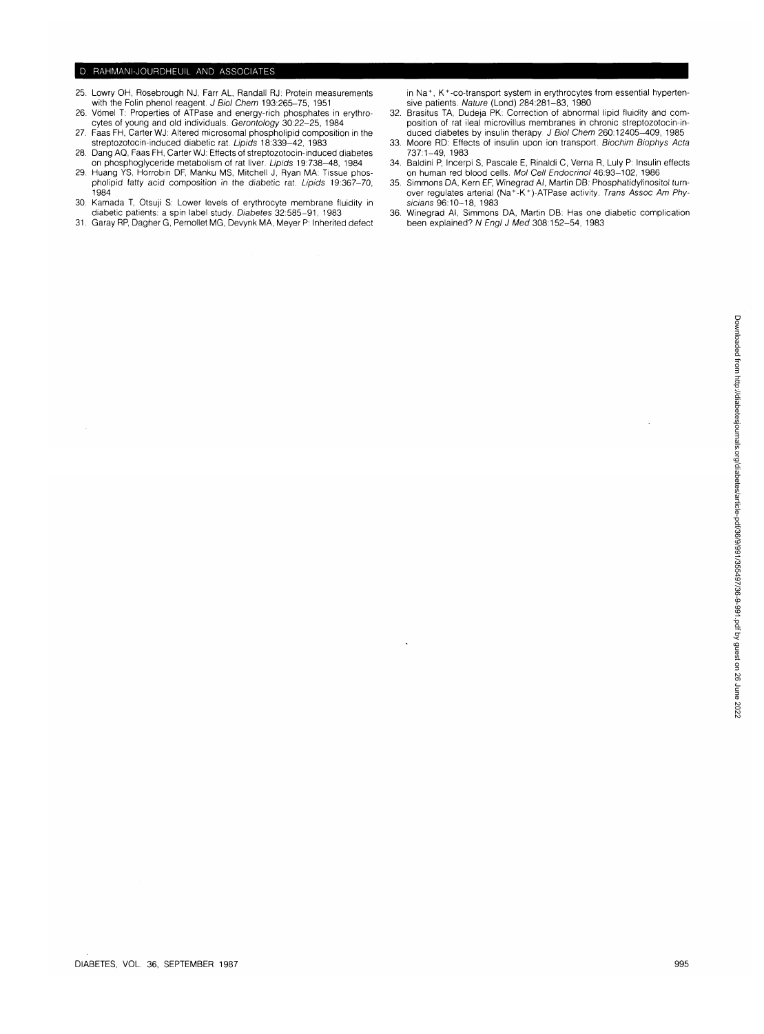25. Lowry OH, Rosebrough NJ, Farr AL, Randall RJ: Protein measurements with the Folin phenol reagent. *J Biol Chem* 193:265–75, 1951
26. Vömel T: Properties of ATPase and energy-rich phosphates in erythrocytes of young and old individuals. *Gerontology* 30:22–25, 1984
27. Faas FH, Carter WJ: Altered microsomal phospholipid composition in the streptozotocin-induced diabetic rat. *Lipids* 18:339–42, 1983
28. Dang AQ, Faas FH, Carter WJ: Effects of streptozotocin-induced diabetes on phosphoglyceride metabolism of rat liver. *Lipids* 19:738–48, 1984
29. Huang YS, Horrobin DF, Manku MS, Mitchell J, Ryan MA: Tissue phospholipid fatty acid composition in the diabetic rat. *Lipids* 19:367–70, 1984
30. Kamada T, Otsuji S: Lower levels of erythrocyte membrane fluidity in diabetic patients: a spin label study. *Diabetes* 32:585–91, 1983
31. Garay RP, Dagher G, Pernollet MG, Devynk MA, Meyer P: Inherited defect in $Na^+$, $K^+$-co-transport system in erythrocytes from essential hypertensive patients. *Nature* (Lond) 284:281–83, 1980
32. Brasitus TA, Dudeja PK: Correction of abnormal lipid fluidity and composition of rat ileal microvillus membranes in chronic streptozotocin-induced diabetes by insulin therapy. *J Biol Chem* 260:12405–409, 1985
33. Moore RD: Effects of insulin upon ion transport. *Biochim Biophys Acta* 737:1–49, 1983
34. Baldini P, Incerpi S, Pascale E, Rinaldi C, Verna R, Luly P: Insulin effects on human red blood cells. *Mol Cell Endocrinol* 46:93–102, 1986
35. Simmons DA, Kern EF, Winegrad AI, Martin DB: Phosphatidylinositol turnover regulates arterial ($Na^+$-$K^+$)-ATPase activity. *Trans Assoc Am Physicians* 96:10–18, 1983
36. Winegrad AI, Simmons DA, Martin DB: Has one diabetic complication been explained? *N Engl J Med* 308:152–54, 1983